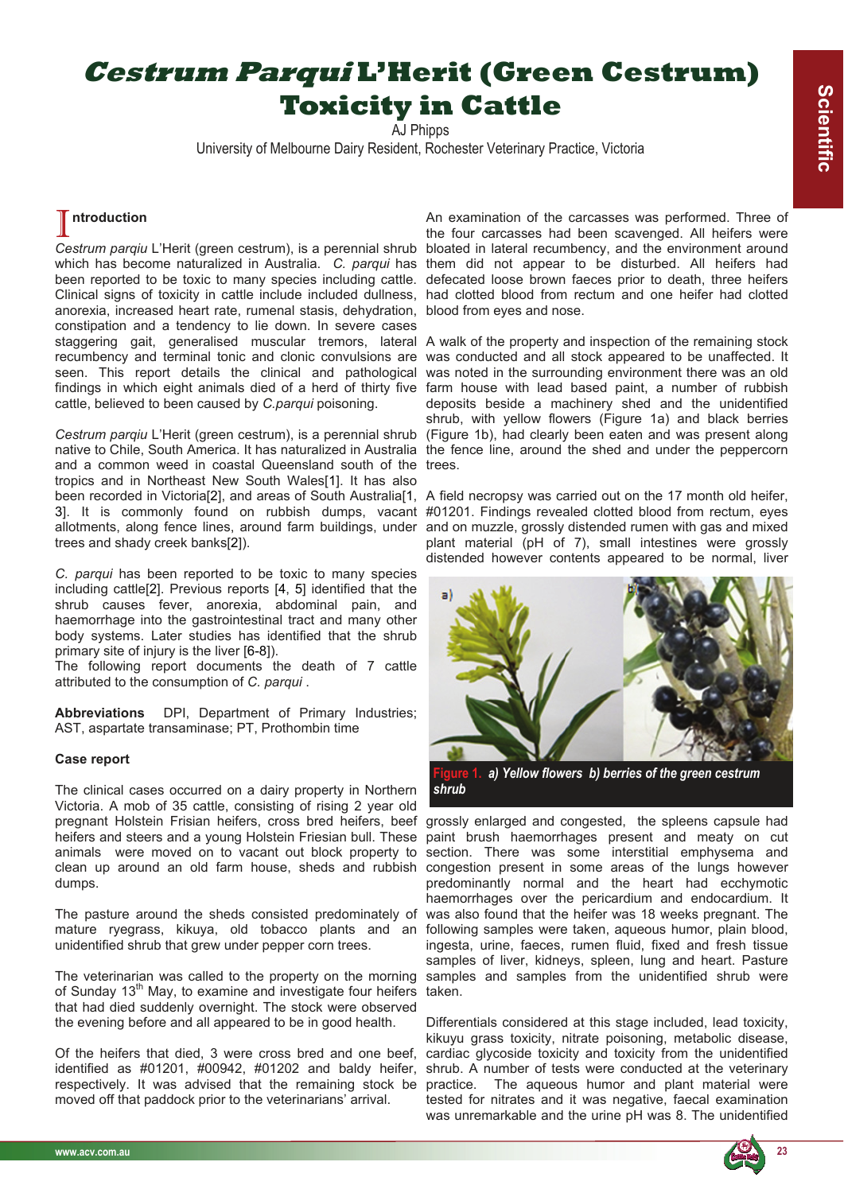# *Cestrum Parqui* L'Herit (Green Cestrum) Toxicity in Cattle

AJ Phipps

University of Melbourne Dairy Resident, Rochester Veterinary Practice, Victoria

## Introduction

*Cestrum parqiu* L'Herit (green cestrum), is a perennial shrub which has become naturalized in Australia. *C. parqui* has been reported to be toxic to many species including cattle. Clinical signs of toxicity in cattle include included dullness, anorexia, increased heart rate, rumenal stasis, dehydration, constipation and a tendency to lie down. In severe cases staggering gait, generalised muscular tremors, lateral recumbency and terminal tonic and clonic convulsions are seen. This report details the clinical and pathological findings in which eight animals died of a herd of thirty five cattle, believed to been caused by *C.parqui* poisoning.

*Cestrum parqiu* L'Herit (green cestrum), is a perennial shrub native to Chile, South America. It has naturalized in Australia and a common weed in coastal Queensland south of the tropics and in Northeast New South Wales[1]. It has also been recorded in Victoria[2], and areas of South Australia[1, 3]. It is commonly found on rubbish dumps, vacant allotments, along fence lines, around farm buildings, under trees and shady creek banks[2]).

*C. parqui* has been reported to be toxic to many species including cattle[2]. Previous reports [4, 5] identified that the shrub causes fever, anorexia, abdominal pain, and haemorrhage into the gastrointestinal tract and many other body systems. Later studies has identified that the shrub primary site of injury is the liver [6-8]).
The following report documents the death of 7 cattle attributed to the consumption of *C. parqui* .

**Abbreviations** DPI, Department of Primary Industries; AST, aspartate transaminase; PT, Prothombin time

**Case report**

The clinical cases occurred on a dairy property in Northern Victoria. A mob of 35 cattle, consisting of rising 2 year old pregnant Holstein Frisian heifers, cross bred heifers, beef heifers and steers and a young Holstein Friesian bull. These animals were moved on to vacant out block property to clean up around an old farm house, sheds and rubbish dumps.

The pasture around the sheds consisted predominately of mature ryegrass, kikuya, old tobacco plants and an unidentified shrub that grew under pepper corn trees.

The veterinarian was called to the property on the morning of Sunday 13th May, to examine and investigate four heifers that had died suddenly overnight. The stock were observed the evening before and all appeared to be in good health.

Of the heifers that died, 3 were cross bred and one beef, identified as #01201, #00942, #01202 and baldy heifer, respectively. It was advised that the remaining stock be moved off that paddock prior to the veterinarians' arrival.

An examination of the carcasses was performed. Three of the four carcasses had been scavenged. All heifers were bloated in lateral recumbency, and the environment around them did not appear to be disturbed. All heifers had defecated loose brown faeces prior to death, three heifers had clotted blood from rectum and one heifer had clotted blood from eyes and nose.

A walk of the property and inspection of the remaining stock was conducted and all stock appeared to be unaffected. It was noted in the surrounding environment there was an old farm house with lead based paint, a number of rubbish deposits beside a machinery shed and the unidentified shrub, with yellow flowers (Figure 1a) and black berries (Figure 1b), had clearly been eaten and was present along the fence line, around the shed and under the peppercorn trees.

A field necropsy was carried out on the 17 month old heifer, #01201. Findings revealed clotted blood from rectum, eyes and on muzzle, grossly distended rumen with gas and mixed plant material (pH of 7), small intestines were grossly distended however contents appeared to be normal, liver grossly enlarged and congested, the spleens capsule had paint brush haemorrhages present and meaty on cut section. There was some interstitial emphysema and congestion present in some areas of the lungs however predominantly normal and the heart had ecchymotic haemorrhages over the pericardium and endocardium. It was also found that the heifer was 18 weeks pregnant. The following samples were taken, aqueous humor, plain blood, ingesta, urine, faeces, rumen fluid, fixed and fresh tissue samples of liver, kidneys, spleen, lung and heart. Pasture samples and samples from the unidentified shrub were taken.

**Figure 1.** *a) Yellow flowers b) berries of the green cestrum shrub*

Differentials considered at this stage included, lead toxicity, kikuyu grass toxicity, nitrate poisoning, metabolic disease, cardiac glycoside toxicity and toxicity from the unidentified shrub. A number of tests were conducted at the veterinary practice. The aqueous humor and plant material were tested for nitrates and it was negative, faecal examination was unremarkable and the urine pH was 8. The unidentified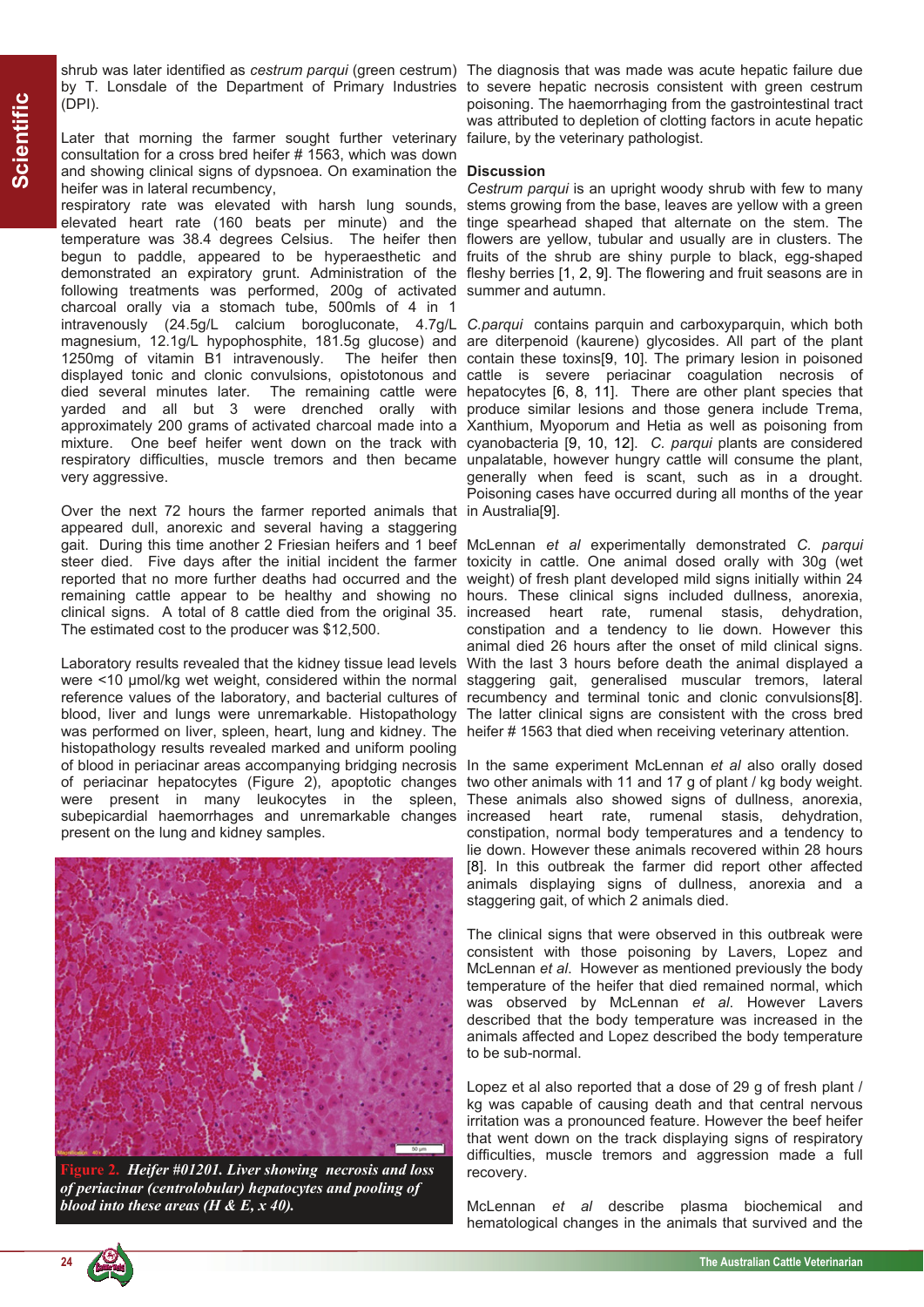shrub was later identified as *cestrum parqui* (green cestrum) by T. Lonsdale of the Department of Primary Industries (DPI).

Later that morning the farmer sought further veterinary consultation for a cross bred heifer # 1563, which was down and showing clinical signs of dypsnoea. On examination the heifer was in lateral recumbency, respiratory rate was elevated with harsh lung sounds, elevated heart rate (160 beats per minute) and the temperature was 38.4 degrees Celsius. The heifer then begun to paddle, appeared to be hyperaesthetic and demonstrated an expiratory grunt. Administration of the following treatments was performed, 200g of activated charcoal orally via a stomach tube, 500mls of 4 in 1 intravenously (24.5g/L calcium borogluconate, 4.7g/L magnesium, 12.1g/L hypophosphite, 181.5g glucose) and 1250mg of vitamin B1 intravenously. The heifer then displayed tonic and clonic convulsions, opistotonous and died several minutes later. The remaining cattle were yarded and all but 3 were drenched orally with approximately 200 grams of activated charcoal made into a mixture. One beef heifer went down on the track with respiratory difficulties, muscle tremors and then became very aggressive.

Over the next 72 hours the farmer reported animals that appeared dull, anorexic and several having a staggering gait. During this time another 2 Friesian heifers and 1 beef steer died. Five days after the initial incident the farmer reported that no more further deaths had occurred and the remaining cattle appear to be healthy and showing no clinical signs. A total of 8 cattle died from the original 35. The estimated cost to the producer was $12,500.

Laboratory results revealed that the kidney tissue lead levels were <10 μmol/kg wet weight, considered within the normal reference values of the laboratory, and bacterial cultures of blood, liver and lungs were unremarkable. Histopathology was performed on liver, spleen, heart, lung and kidney. The histopathology results revealed marked and uniform pooling of blood in periacinar areas accompanying bridging necrosis of periacinar hepatocytes (Figure 2), apoptotic changes were present in many leukocytes in the spleen, subepicardial haemorrhages and unremarkable changes present on the lung and kidney samples.

**Figure 2.** *Heifer #01201. Liver showing necrosis and loss of periacinar (centrolobular) hepatocytes and pooling of blood into these areas (H & E, x 40).*

The diagnosis that was made was acute hepatic failure due to severe hepatic necrosis consistent with green cestrum poisoning. The haemorrhaging from the gastrointestinal tract was attributed to depletion of clotting factors in acute hepatic failure, by the veterinary pathologist.

## Discussion

*Cestrum parqui* is an upright woody shrub with few to many stems growing from the base, leaves are yellow with a green tinge spearhead shaped that alternate on the stem. The flowers are yellow, tubular and usually are in clusters. The fruits of the shrub are shiny purple to black, egg-shaped fleshy berries [1, 2, 9]. The flowering and fruit seasons are in summer and autumn.

*C.parqui* contains parquin and carboxyparquin, which both are diterpenoid (kaurene) glycosides. All part of the plant contain these toxins[9, 10]. The primary lesion in poisoned cattle is severe periacinar coagulation necrosis of hepatocytes [6, 8, 11]. There are other plant species that produce similar lesions and those genera include Trema, Xanthium, Myoporum and Hetia as well as poisoning from cyanobacteria [9, 10, 12]. *C. parqui* plants are considered unpalatable, however hungry cattle will consume the plant, generally when feed is scant, such as in a drought. Poisoning cases have occurred during all months of the year in Australia[9].

McLennan *et al* experimentally demonstrated *C. parqui* toxicity in cattle. One animal dosed orally with 30g (wet weight) of fresh plant developed mild signs initially within 24 hours. These clinical signs included dullness, anorexia, increased heart rate, rumenal stasis, dehydration, constipation and a tendency to lie down. However this animal died 26 hours after the onset of mild clinical signs. With the last 3 hours before death the animal displayed a staggering gait, generalised muscular tremors, lateral recumbency and terminal tonic and clonic convulsions[8]. The latter clinical signs are consistent with the cross bred heifer # 1563 that died when receiving veterinary attention.

In the same experiment McLennan *et al* also orally dosed two other animals with 11 and 17 g of plant / kg body weight. These animals also showed signs of dullness, anorexia, increased heart rate, rumenal stasis, dehydration, constipation, normal body temperatures and a tendency to lie down. However these animals recovered within 28 hours [8]. In this outbreak the farmer did report other affected animals displaying signs of dullness, anorexia and a staggering gait, of which 2 animals died.

The clinical signs that were observed in this outbreak were consistent with those poisoning by Lavers, Lopez and McLennan *et al*. However as mentioned previously the body temperature of the heifer that died remained normal, which was observed by McLennan *et al*. However Lavers described that the body temperature was increased in the animals affected and Lopez described the body temperature to be sub-normal.

Lopez et al also reported that a dose of 29 g of fresh plant / kg was capable of causing death and that central nervous irritation was a pronounced feature. However the beef heifer that went down on the track displaying signs of respiratory difficulties, muscle tremors and aggression made a full recovery.

McLennan *et al* describe plasma biochemical and hematological changes in the animals that survived and the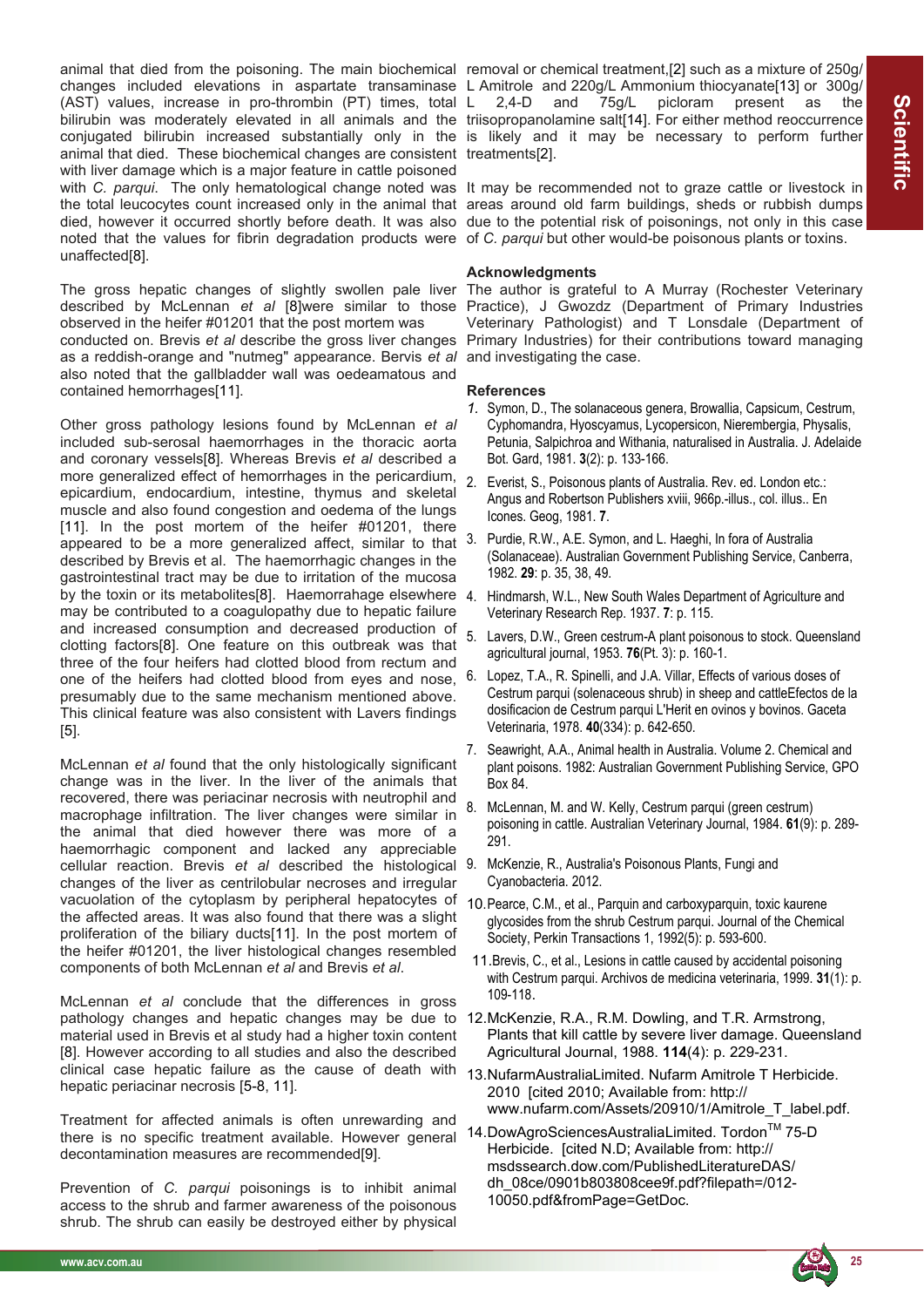animal that died from the poisoning. The main biochemical changes included elevations in aspartate transaminase (AST) values, increase in pro-thrombin (PT) times, total bilirubin was moderately elevated in all animals and the conjugated bilirubin increased substantially only in the animal that died. These biochemical changes are consistent with liver damage which is a major feature in cattle poisoned with *C. parqui*. The only hematological change noted was the total leucocytes count increased only in the animal that died, however it occurred shortly before death. It was also noted that the values for fibrin degradation products were unaffected[8].

The gross hepatic changes of slightly swollen pale liver described by McLennan *et al* [8]were similar to those observed in the heifer #01201 that the post mortem was conducted on. Brevis *et al* describe the gross liver changes as a reddish-orange and "nutmeg" appearance. Bervis *et al* also noted that the gallbladder wall was oedeamatous and contained hemorrhages[11].

Other gross pathology lesions found by McLennan *et al* included sub-serosal haemorrhages in the thoracic aorta and coronary vessels[8]. Whereas Brevis *et al* described a more generalized effect of hemorrhages in the pericardium, epicardium, endocardium, intestine, thymus and skeletal muscle and also found congestion and oedema of the lungs [11]. In the post mortem of the heifer #01201, there appeared to be a more generalized affect, similar to that described by Brevis et al. The haemorrhagic changes in the gastrointestinal tract may be due to irritation of the mucosa by the toxin or its metabolites[8]. Haemorrahage elsewhere may be contributed to a coagulopathy due to hepatic failure and increased consumption and decreased production of clotting factors[8]. One feature on this outbreak was that three of the four heifers had clotted blood from rectum and one of the heifers had clotted blood from eyes and nose, presumably due to the same mechanism mentioned above. This clinical feature was also consistent with Lavers findings [5].

McLennan *et al* found that the only histologically significant change was in the liver. In the liver of the animals that recovered, there was periacinar necrosis with neutrophil and macrophage infiltration. The liver changes were similar in the animal that died however there was more of a haemorrhagic component and lacked any appreciable cellular reaction. Brevis *et al* described the histological changes of the liver as centrilobular necroses and irregular vacuolation of the cytoplasm by peripheral hepatocytes of the affected areas. It was also found that there was a slight proliferation of the biliary ducts[11]. In the post mortem of the heifer #01201, the liver histological changes resembled components of both McLennan *et al* and Brevis *et al*.

McLennan *et al* conclude that the differences in gross pathology changes and hepatic changes may be due to material used in Brevis et al study had a higher toxin content [8]. However according to all studies and also the described clinical case hepatic failure as the cause of death with hepatic periacinar necrosis [5-8, 11].

Treatment for affected animals is often unrewarding and there is no specific treatment available. However general decontamination measures are recommended[9].

Prevention of *C. parqui* poisonings is to inhibit animal access to the shrub and farmer awareness of the poisonous shrub. The shrub can easily be destroyed either by physical removal or chemical treatment,[2] such as a mixture of 250g/L Amitrole and 220g/L Ammonium thiocyanate[13] or 300g/L 2,4-D and 75g/L picloram present as the triisopropanolamine salt[14]. For either method reoccurrence is likely and it may be necessary to perform further treatments[2].

It may be recommended not to graze cattle or livestock in areas around old farm buildings, sheds or rubbish dumps due to the potential risk of poisonings, not only in this case of *C. parqui* but other would-be poisonous plants or toxins.

### Acknowledgments

The author is grateful to A Murray (Rochester Veterinary Practice), J Gwozdz (Department of Primary Industries Veterinary Pathologist) and T Lonsdale (Department of Primary Industries) for their contributions toward managing and investigating the case.

### References

1. Symon, D., The solanaceous genera, Browallia, Capsicum, Cestrum, Cyphomandra, Hyoscyamus, Lycopersicon, Nierembergia, Physalis, Petunia, Salpichroa and Withania, naturalised in Australia. J. Adelaide Bot. Gard, 1981. **3**(2): p. 133-166.
2. Everist, S., Poisonous plants of Australia. Rev. ed. London etc.: Angus and Robertson Publishers xviii, 966p.-illus., col. illus.. En Icones. Geog, 1981. **7**.
3. Purdie, R.W., A.E. Symon, and L. Haeghi, In fora of Australia (Solanaceae). Australian Government Publishing Service, Canberra, 1982. **29**: p. 35, 38, 49.
4. Hindmarsh, W.L., New South Wales Department of Agriculture and Veterinary Research Rep. 1937. **7**: p. 115.
5. Lavers, D.W., Green cestrum-A plant poisonous to stock. Queensland agricultural journal, 1953. **76**(Pt. 3): p. 160-1.
6. Lopez, T.A., R. Spinelli, and J.A. Villar, Effects of various doses of Cestrum parqui (solenaceous shrub) in sheep and cattleEfectos de la dosificacion de Cestrum parqui L'Herit en ovinos y bovinos. Gaceta Veterinaria, 1978. **40**(334): p. 642-650.
7. Seawright, A.A., Animal health in Australia. Volume 2. Chemical and plant poisons. 1982: Australian Government Publishing Service, GPO Box 84.
8. McLennan, M. and W. Kelly, Cestrum parqui (green cestrum) poisoning in cattle. Australian Veterinary Journal, 1984. **61**(9): p. 289-291.
9. McKenzie, R., Australia's Poisonous Plants, Fungi and Cyanobacteria. 2012.
10. Pearce, C.M., et al., Parquin and carboxyparquin, toxic kaurene glycosides from the shrub Cestrum parqui. Journal of the Chemical Society, Perkin Transactions 1, 1992(5): p. 593-600.
11. Brevis, C., et al., Lesions in cattle caused by accidental poisoning with Cestrum parqui. Archivos de medicina veterinaria, 1999. **31**(1): p. 109-118.
12. McKenzie, R.A., R.M. Dowling, and T.R. Armstrong, Plants that kill cattle by severe liver damage. Queensland Agricultural Journal, 1988. **114**(4): p. 229-231.
13. NufarmAustraliaLimited. Nufarm Amitrole T Herbicide. 2010 [cited 2010; Available from: http://www.nufarm.com/Assets/20910/1/Amitrole_T_label.pdf.
14. DowAgroSciencesAustraliaLimited. Tordon™ 75-D Herbicide. [cited N.D; Available from: http://msdssearch.dow.com/PublishedLiteratureDAS/dh_08ce/0901b803808cee9f.pdf?filepath=/012-10050.pdf&fromPage=GetDoc.